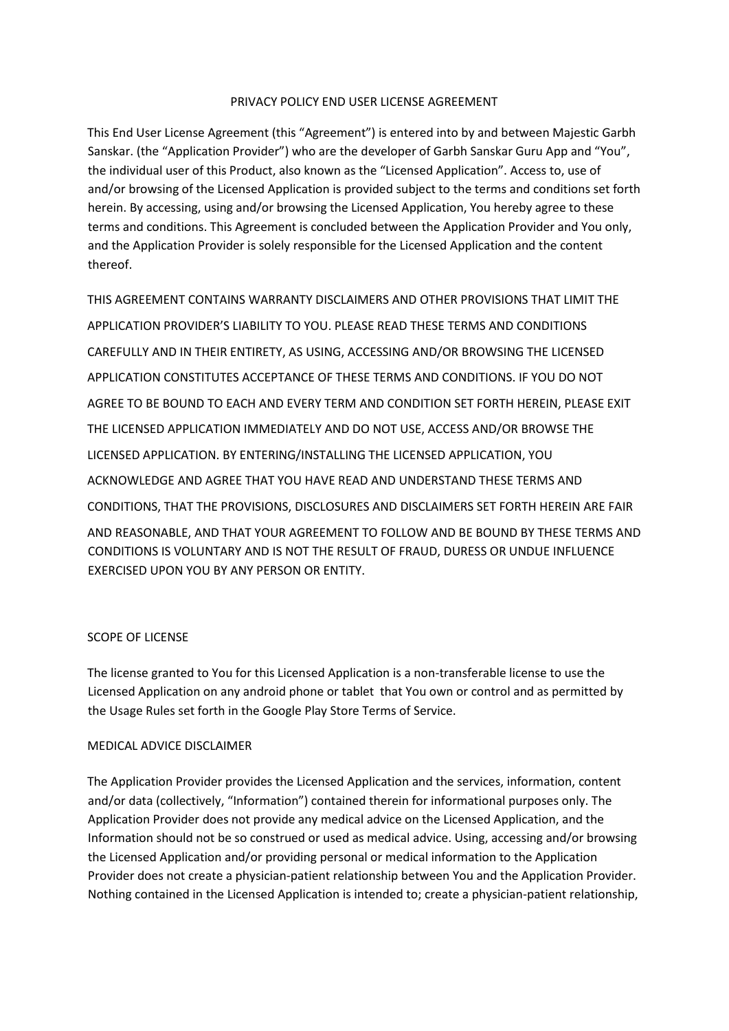# PRIVACY POLICY END USER LICENSE AGREEMENT

This End User License Agreement (this "Agreement") is entered into by and between Majestic Garbh Sanskar. (the "Application Provider") who are the developer of Garbh Sanskar Guru App and "You", the individual user of this Product, also known as the "Licensed Application". Access to, use of and/or browsing of the Licensed Application is provided subject to the terms and conditions set forth herein. By accessing, using and/or browsing the Licensed Application, You hereby agree to these terms and conditions. This Agreement is concluded between the Application Provider and You only, and the Application Provider is solely responsible for the Licensed Application and the content thereof.

THIS AGREEMENT CONTAINS WARRANTY DISCLAIMERS AND OTHER PROVISIONS THAT LIMIT THE APPLICATION PROVIDER'S LIABILITY TO YOU. PLEASE READ THESE TERMS AND CONDITIONS CAREFULLY AND IN THEIR ENTIRETY, AS USING, ACCESSING AND/OR BROWSING THE LICENSED APPLICATION CONSTITUTES ACCEPTANCE OF THESE TERMS AND CONDITIONS. IF YOU DO NOT AGREE TO BE BOUND TO EACH AND EVERY TERM AND CONDITION SET FORTH HEREIN, PLEASE EXIT THE LICENSED APPLICATION IMMEDIATELY AND DO NOT USE, ACCESS AND/OR BROWSE THE LICENSED APPLICATION. BY ENTERING/INSTALLING THE LICENSED APPLICATION, YOU ACKNOWLEDGE AND AGREE THAT YOU HAVE READ AND UNDERSTAND THESE TERMS AND CONDITIONS, THAT THE PROVISIONS, DISCLOSURES AND DISCLAIMERS SET FORTH HEREIN ARE FAIR AND REASONABLE, AND THAT YOUR AGREEMENT TO FOLLOW AND BE BOUND BY THESE TERMS AND CONDITIONS IS VOLUNTARY AND IS NOT THE RESULT OF FRAUD, DURESS OR UNDUE INFLUENCE EXERCISED UPON YOU BY ANY PERSON OR ENTITY.

## SCOPE OF LICENSE

The license granted to You for this Licensed Application is a non-transferable license to use the Licensed Application on any android phone or tablet that You own or control and as permitted by the Usage Rules set forth in the Google Play Store Terms of Service.

## MEDICAL ADVICE DISCLAIMER

The Application Provider provides the Licensed Application and the services, information, content and/or data (collectively, "Information") contained therein for informational purposes only. The Application Provider does not provide any medical advice on the Licensed Application, and the Information should not be so construed or used as medical advice. Using, accessing and/or browsing the Licensed Application and/or providing personal or medical information to the Application Provider does not create a physician-patient relationship between You and the Application Provider. Nothing contained in the Licensed Application is intended to; create a physician-patient relationship,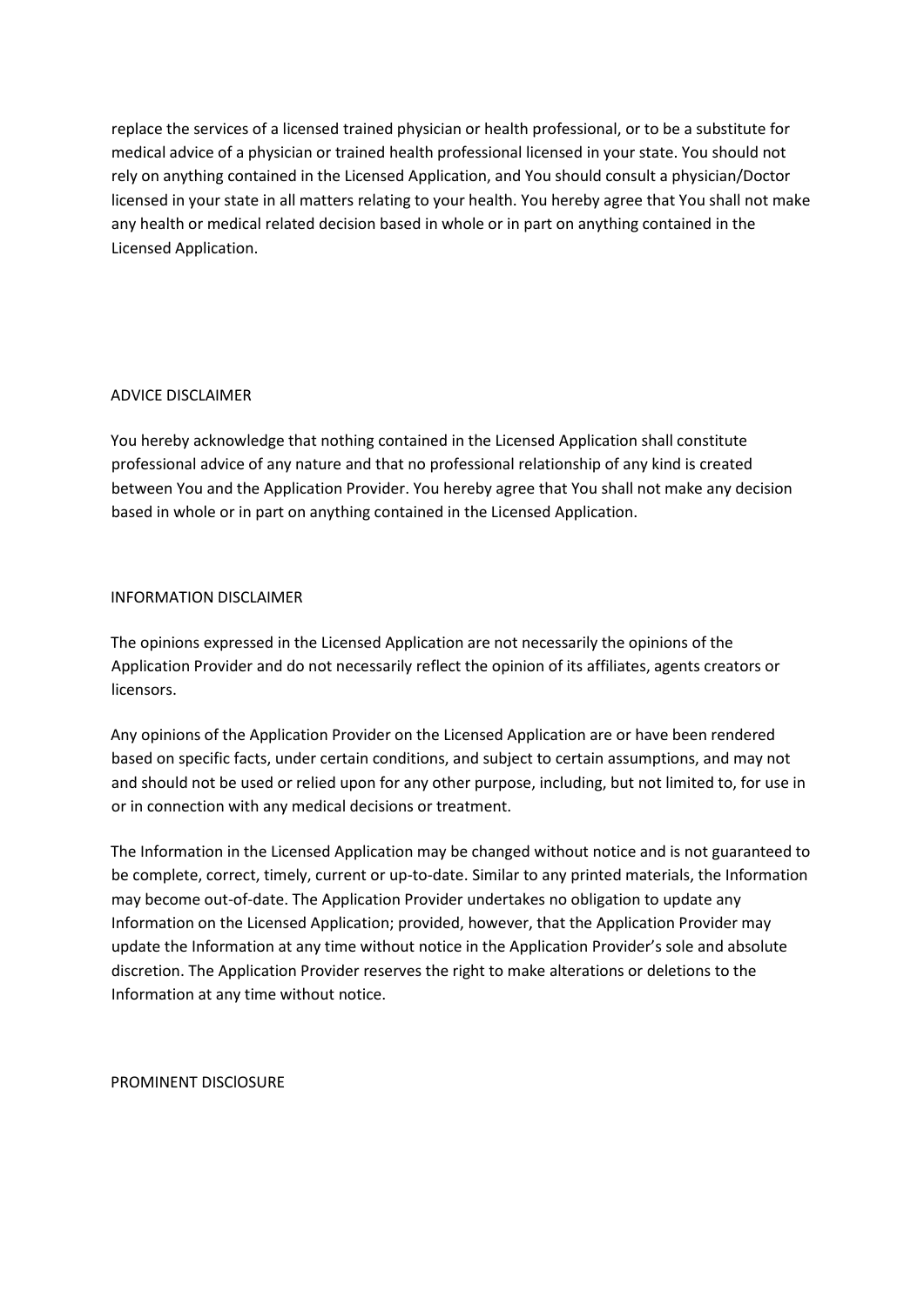replace the services of a licensed trained physician or health professional, or to be a substitute for medical advice of a physician or trained health professional licensed in your state. You should not rely on anything contained in the Licensed Application, and You should consult a physician/Doctor licensed in your state in all matters relating to your health. You hereby agree that You shall not make any health or medical related decision based in whole or in part on anything contained in the Licensed Application.

## ADVICE DISCLAIMER

You hereby acknowledge that nothing contained in the Licensed Application shall constitute professional advice of any nature and that no professional relationship of any kind is created between You and the Application Provider. You hereby agree that You shall not make any decision based in whole or in part on anything contained in the Licensed Application.

## INFORMATION DISCLAIMER

The opinions expressed in the Licensed Application are not necessarily the opinions of the Application Provider and do not necessarily reflect the opinion of its affiliates, agents creators or licensors.

Any opinions of the Application Provider on the Licensed Application are or have been rendered based on specific facts, under certain conditions, and subject to certain assumptions, and may not and should not be used or relied upon for any other purpose, including, but not limited to, for use in or in connection with any medical decisions or treatment.

The Information in the Licensed Application may be changed without notice and is not guaranteed to be complete, correct, timely, current or up-to-date. Similar to any printed materials, the Information may become out-of-date. The Application Provider undertakes no obligation to update any Information on the Licensed Application; provided, however, that the Application Provider may update the Information at any time without notice in the Application Provider's sole and absolute discretion. The Application Provider reserves the right to make alterations or deletions to the Information at any time without notice.

## PROMINENT DISClOSURE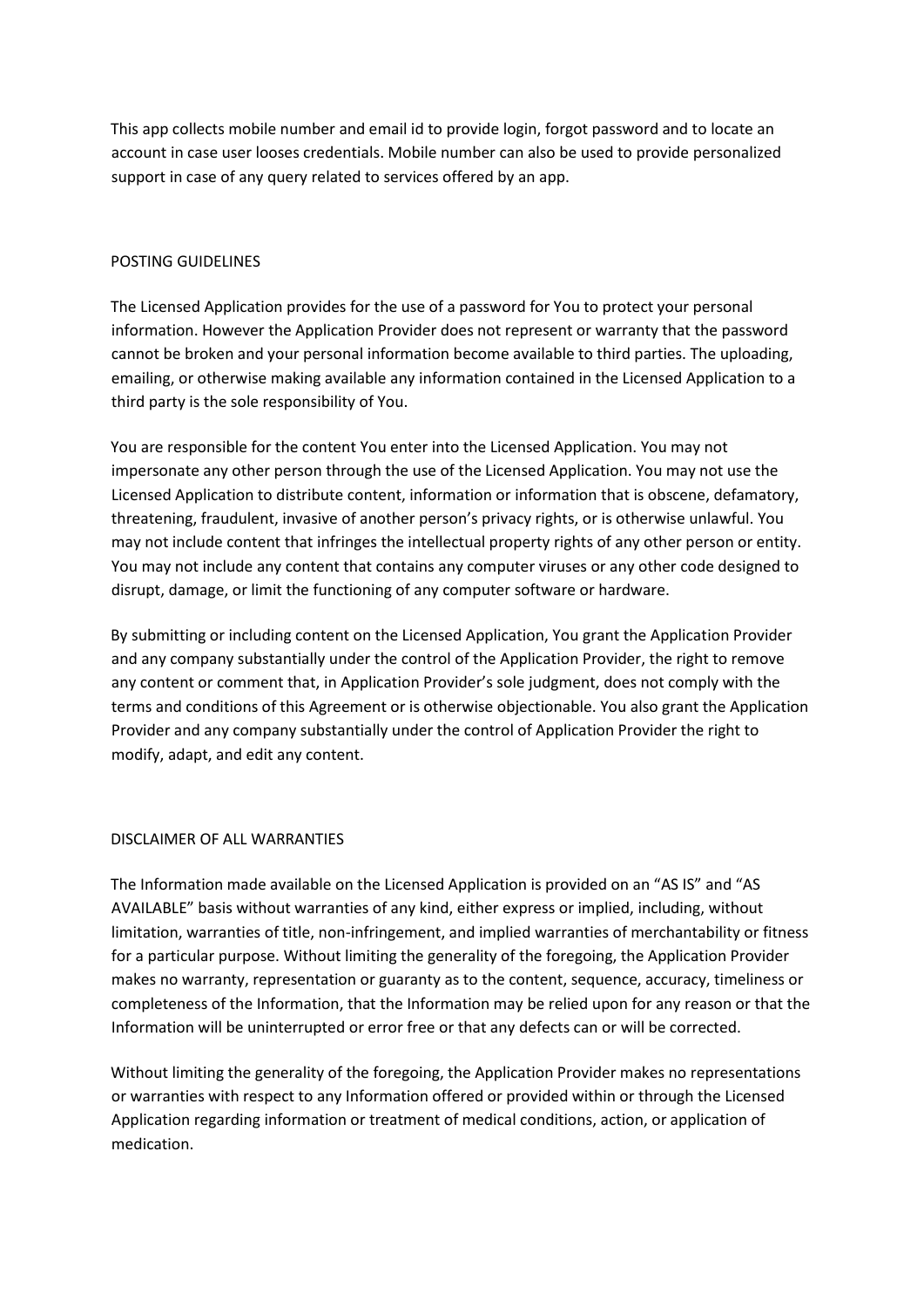This app collects mobile number and email id to provide login, forgot password and to locate an account in case user looses credentials. Mobile number can also be used to provide personalized support in case of any query related to services offered by an app.

## POSTING GUIDELINES

The Licensed Application provides for the use of a password for You to protect your personal information. However the Application Provider does not represent or warranty that the password cannot be broken and your personal information become available to third parties. The uploading, emailing, or otherwise making available any information contained in the Licensed Application to a third party is the sole responsibility of You.

You are responsible for the content You enter into the Licensed Application. You may not impersonate any other person through the use of the Licensed Application. You may not use the Licensed Application to distribute content, information or information that is obscene, defamatory, threatening, fraudulent, invasive of another person's privacy rights, or is otherwise unlawful. You may not include content that infringes the intellectual property rights of any other person or entity. You may not include any content that contains any computer viruses or any other code designed to disrupt, damage, or limit the functioning of any computer software or hardware.

By submitting or including content on the Licensed Application, You grant the Application Provider and any company substantially under the control of the Application Provider, the right to remove any content or comment that, in Application Provider's sole judgment, does not comply with the terms and conditions of this Agreement or is otherwise objectionable. You also grant the Application Provider and any company substantially under the control of Application Provider the right to modify, adapt, and edit any content.

## DISCLAIMER OF ALL WARRANTIES

The Information made available on the Licensed Application is provided on an "AS IS" and "AS AVAILABLE" basis without warranties of any kind, either express or implied, including, without limitation, warranties of title, non-infringement, and implied warranties of merchantability or fitness for a particular purpose. Without limiting the generality of the foregoing, the Application Provider makes no warranty, representation or guaranty as to the content, sequence, accuracy, timeliness or completeness of the Information, that the Information may be relied upon for any reason or that the Information will be uninterrupted or error free or that any defects can or will be corrected.

Without limiting the generality of the foregoing, the Application Provider makes no representations or warranties with respect to any Information offered or provided within or through the Licensed Application regarding information or treatment of medical conditions, action, or application of medication.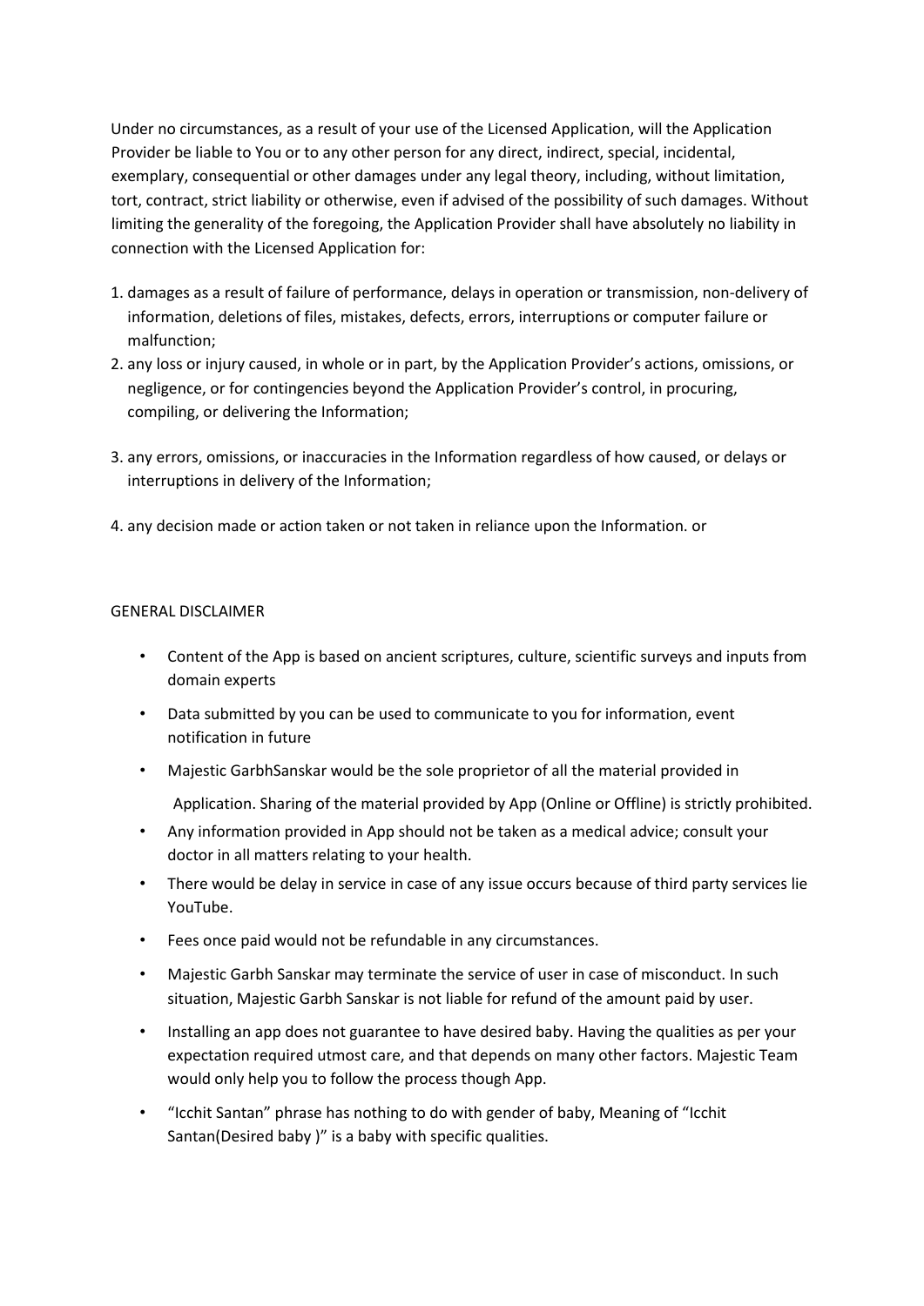Under no circumstances, as a result of your use of the Licensed Application, will the Application Provider be liable to You or to any other person for any direct, indirect, special, incidental, exemplary, consequential or other damages under any legal theory, including, without limitation, tort, contract, strict liability or otherwise, even if advised of the possibility of such damages. Without limiting the generality of the foregoing, the Application Provider shall have absolutely no liability in connection with the Licensed Application for:

1. damages as a result of failure of performance, delays in operation or transmission, non-delivery of information, deletions of files, mistakes, defects, errors, interruptions or computer failure or malfunction;
2. any loss or injury caused, in whole or in part, by the Application Provider's actions, omissions, or negligence, or for contingencies beyond the Application Provider's control, in procuring, compiling, or delivering the Information;
3. any errors, omissions, or inaccuracies in the Information regardless of how caused, or delays or interruptions in delivery of the Information;
4. any decision made or action taken or not taken in reliance upon the Information. or

GENERAL DISCLAIMER

- Content of the App is based on ancient scriptures, culture, scientific surveys and inputs from domain experts
- Data submitted by you can be used to communicate to you for information, event notification in future
- Majestic GarbhSanskar would be the sole proprietor of all the material provided in Application. Sharing of the material provided by App (Online or Offline) is strictly prohibited.
- Any information provided in App should not be taken as a medical advice; consult your doctor in all matters relating to your health.
- There would be delay in service in case of any issue occurs because of third party services lie YouTube.
- Fees once paid would not be refundable in any circumstances.
- Majestic Garbh Sanskar may terminate the service of user in case of misconduct. In such situation, Majestic Garbh Sanskar is not liable for refund of the amount paid by user.
- Installing an app does not guarantee to have desired baby. Having the qualities as per your expectation required utmost care, and that depends on many other factors. Majestic Team would only help you to follow the process though App.
- "Icchit Santan" phrase has nothing to do with gender of baby, Meaning of "Icchit Santan(Desired baby )" is a baby with specific qualities.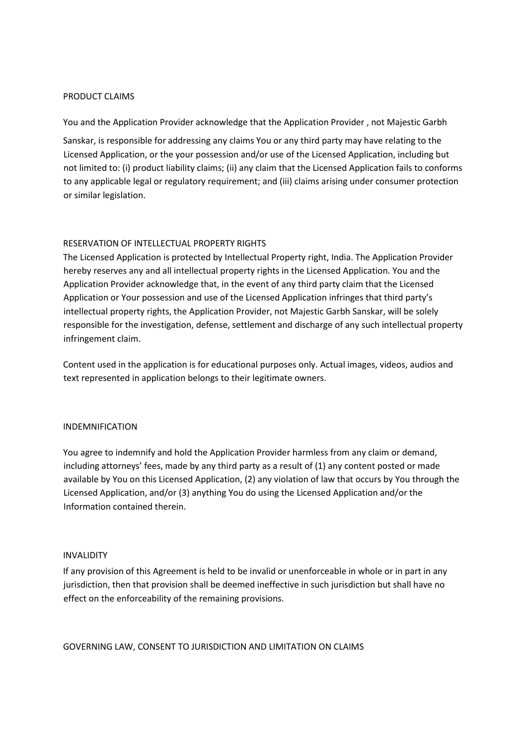## PRODUCT CLAIMS

You and the Application Provider acknowledge that the Application Provider , not Majestic Garbh Sanskar, is responsible for addressing any claims You or any third party may have relating to the Licensed Application, or the your possession and/or use of the Licensed Application, including but not limited to: (i) product liability claims; (ii) any claim that the Licensed Application fails to conforms to any applicable legal or regulatory requirement; and (iii) claims arising under consumer protection or similar legislation.

## RESERVATION OF INTELLECTUAL PROPERTY RIGHTS

The Licensed Application is protected by Intellectual Property right, India. The Application Provider hereby reserves any and all intellectual property rights in the Licensed Application. You and the Application Provider acknowledge that, in the event of any third party claim that the Licensed Application or Your possession and use of the Licensed Application infringes that third party's intellectual property rights, the Application Provider, not Majestic Garbh Sanskar, will be solely responsible for the investigation, defense, settlement and discharge of any such intellectual property infringement claim.

Content used in the application is for educational purposes only. Actual images, videos, audios and text represented in application belongs to their legitimate owners.

## INDEMNIFICATION

You agree to indemnify and hold the Application Provider harmless from any claim or demand, including attorneys' fees, made by any third party as a result of (1) any content posted or made available by You on this Licensed Application, (2) any violation of law that occurs by You through the Licensed Application, and/or (3) anything You do using the Licensed Application and/or the Information contained therein.

## INVALIDITY

If any provision of this Agreement is held to be invalid or unenforceable in whole or in part in any jurisdiction, then that provision shall be deemed ineffective in such jurisdiction but shall have no effect on the enforceability of the remaining provisions.

## GOVERNING LAW, CONSENT TO JURISDICTION AND LIMITATION ON CLAIMS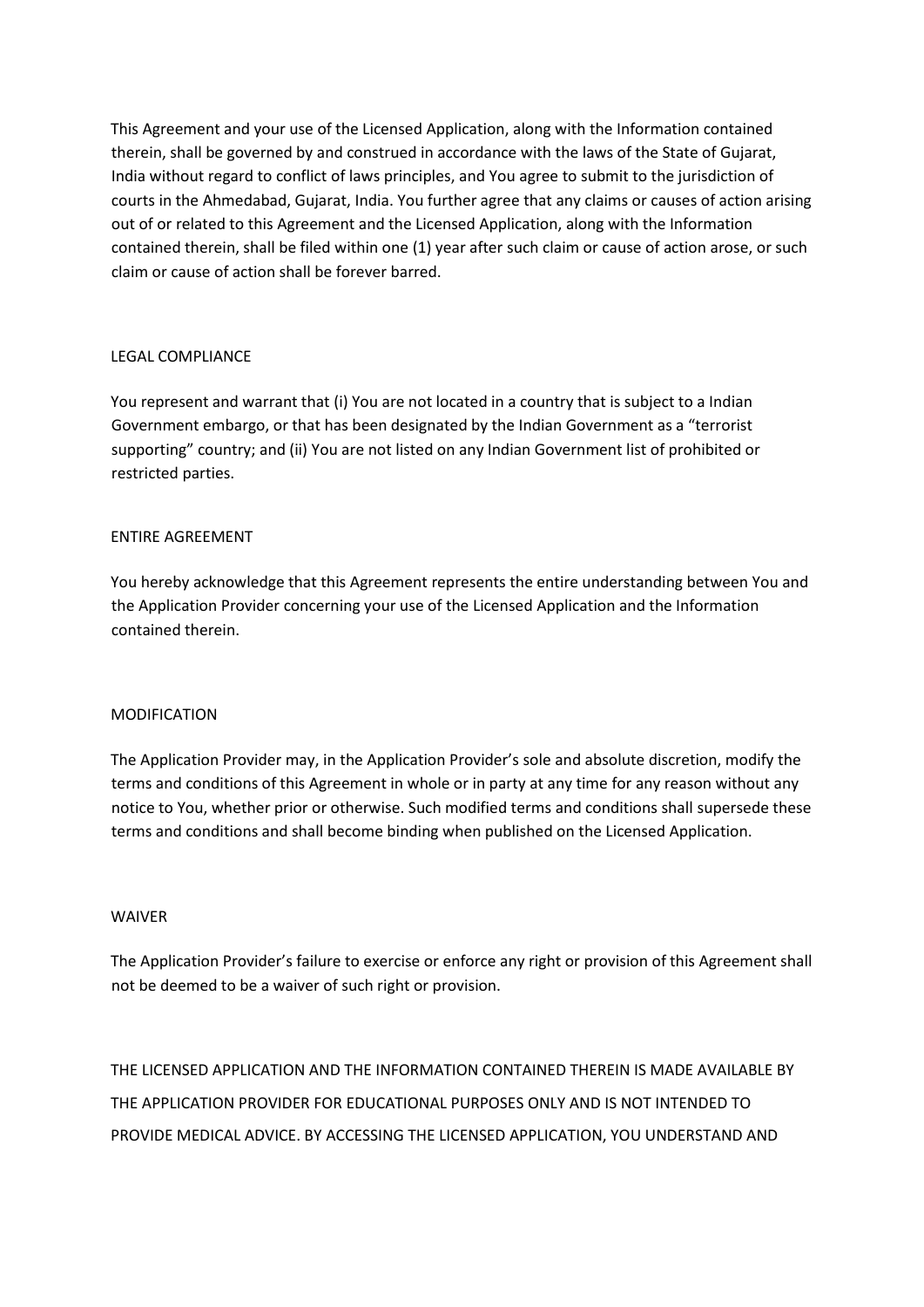This Agreement and your use of the Licensed Application, along with the Information contained therein, shall be governed by and construed in accordance with the laws of the State of Gujarat, India without regard to conflict of laws principles, and You agree to submit to the jurisdiction of courts in the Ahmedabad, Gujarat, India. You further agree that any claims or causes of action arising out of or related to this Agreement and the Licensed Application, along with the Information contained therein, shall be filed within one (1) year after such claim or cause of action arose, or such claim or cause of action shall be forever barred.

## LEGAL COMPLIANCE

You represent and warrant that (i) You are not located in a country that is subject to a Indian Government embargo, or that has been designated by the Indian Government as a "terrorist supporting" country; and (ii) You are not listed on any Indian Government list of prohibited or restricted parties.

## ENTIRE AGREEMENT

You hereby acknowledge that this Agreement represents the entire understanding between You and the Application Provider concerning your use of the Licensed Application and the Information contained therein.

## MODIFICATION

The Application Provider may, in the Application Provider's sole and absolute discretion, modify the terms and conditions of this Agreement in whole or in party at any time for any reason without any notice to You, whether prior or otherwise. Such modified terms and conditions shall supersede these terms and conditions and shall become binding when published on the Licensed Application.

## WAIVER

The Application Provider's failure to exercise or enforce any right or provision of this Agreement shall not be deemed to be a waiver of such right or provision.

THE LICENSED APPLICATION AND THE INFORMATION CONTAINED THEREIN IS MADE AVAILABLE BY THE APPLICATION PROVIDER FOR EDUCATIONAL PURPOSES ONLY AND IS NOT INTENDED TO PROVIDE MEDICAL ADVICE. BY ACCESSING THE LICENSED APPLICATION, YOU UNDERSTAND AND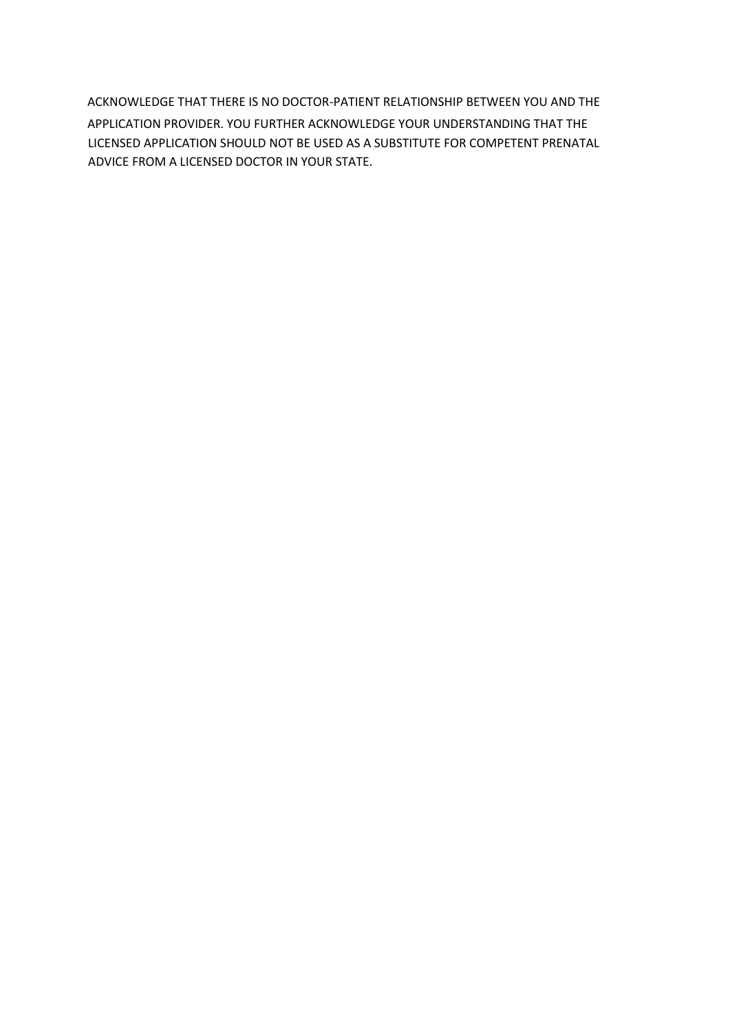ACKNOWLEDGE THAT THERE IS NO DOCTOR-PATIENT RELATIONSHIP BETWEEN YOU AND THE APPLICATION PROVIDER. YOU FURTHER ACKNOWLEDGE YOUR UNDERSTANDING THAT THE LICENSED APPLICATION SHOULD NOT BE USED AS A SUBSTITUTE FOR COMPETENT PRENATAL ADVICE FROM A LICENSED DOCTOR IN YOUR STATE.